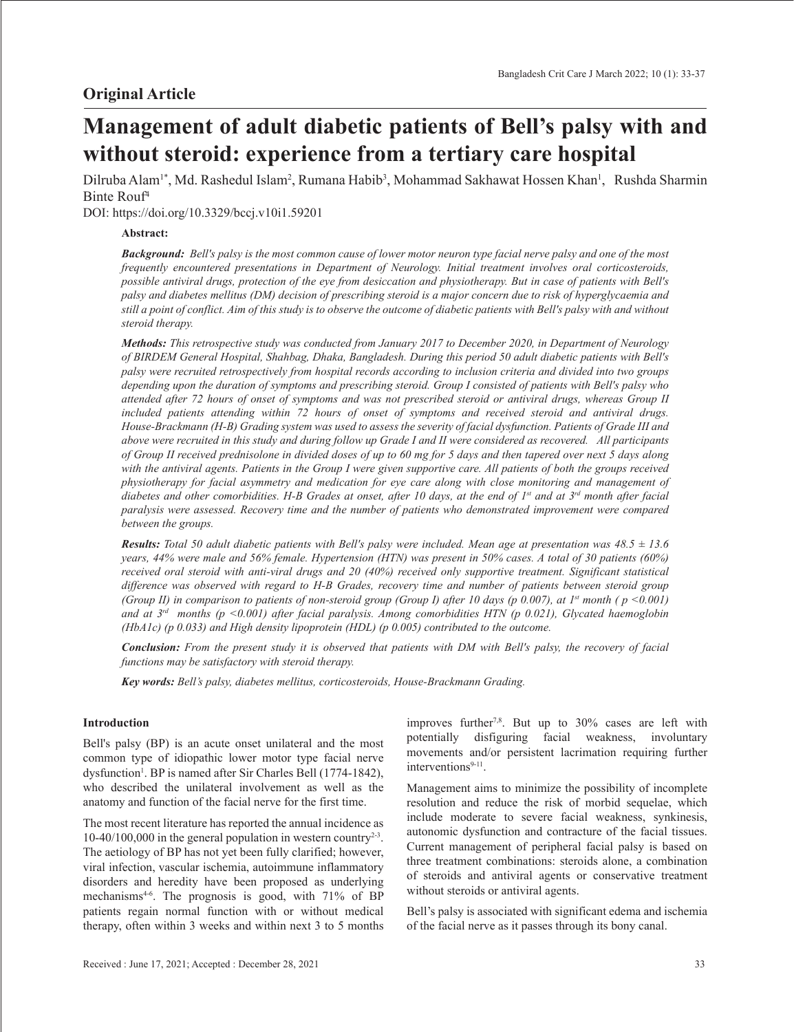## Original Article

# Management of adult diabetic patients of Bell's palsy with and without steroid: experience from a tertiary care hospital

Dilruba Alam[1*], Md. Rashedul Islam[2], Rumana Habib[3], Mohammad Sakhawat Hossen Khan[1], Rushda Sharmin Binte Rouf[4]

DOI: https://doi.org/10.3329/bccj.v10i1.59201

**Abstract:**

***Background:*** *Bell's palsy is the most common cause of lower motor neuron type facial nerve palsy and one of the most frequently encountered presentations in Department of Neurology. Initial treatment involves oral corticosteroids, possible antiviral drugs, protection of the eye from desiccation and physiotherapy. But in case of patients with Bell's palsy and diabetes mellitus (DM) decision of prescribing steroid is a major concern due to risk of hyperglycaemia and still a point of conflict. Aim of this study is to observe the outcome of diabetic patients with Bell's palsy with and without steroid therapy.*

***Methods:*** *This retrospective study was conducted from January 2017 to December 2020, in Department of Neurology of BIRDEM General Hospital, Shahbag, Dhaka, Bangladesh. During this period 50 adult diabetic patients with Bell's palsy were recruited retrospectively from hospital records according to inclusion criteria and divided into two groups depending upon the duration of symptoms and prescribing steroid. Group I consisted of patients with Bell's palsy who attended after 72 hours of onset of symptoms and was not prescribed steroid or antiviral drugs, whereas Group II included patients attending within 72 hours of onset of symptoms and received steroid and antiviral drugs. House-Brackmann (H-B) Grading system was used to assess the severity of facial dysfunction. Patients of Grade III and above were recruited in this study and during follow up Grade I and II were considered as recovered. All participants of Group II received prednisolone in divided doses of up to 60 mg for 5 days and then tapered over next 5 days along with the antiviral agents. Patients in the Group I were given supportive care. All patients of both the groups received physiotherapy for facial asymmetry and medication for eye care along with close monitoring and management of diabetes and other comorbidities. H-B Grades at onset, after 10 days, at the end of 1st and at 3rd month after facial paralysis were assessed. Recovery time and the number of patients who demonstrated improvement were compared between the groups.*

***Results:*** *Total 50 adult diabetic patients with Bell's palsy were included. Mean age at presentation was 48.5 ± 13.6 years, 44% were male and 56% female. Hypertension (HTN) was present in 50% cases. A total of 30 patients (60%) received oral steroid with anti-viral drugs and 20 (40%) received only supportive treatment. Significant statistical difference was observed with regard to H-B Grades, recovery time and number of patients between steroid group (Group II) in comparison to patients of non-steroid group (Group I) after 10 days (p 0.007), at 1st month ( p <0.001) and at 3rd months (p <0.001) after facial paralysis. Among comorbidities HTN (p 0.021), Glycated haemoglobin (HbA1c) (p 0.033) and High density lipoprotein (HDL) (p 0.005) contributed to the outcome.*

***Conclusion:*** *From the present study it is observed that patients with DM with Bell's palsy, the recovery of facial functions may be satisfactory with steroid therapy.*

***Key words:*** *Bell's palsy, diabetes mellitus, corticosteroids, House-Brackmann Grading.*

### Introduction

Bell's palsy (BP) is an acute onset unilateral and the most common type of idiopathic lower motor type facial nerve dysfunction[1]. BP is named after Sir Charles Bell (1774-1842), who described the unilateral involvement as well as the anatomy and function of the facial nerve for the first time.

The most recent literature has reported the annual incidence as 10-40/100,000 in the general population in western country[2-3]. The aetiology of BP has not yet been fully clarified; however, viral infection, vascular ischemia, autoimmune inflammatory disorders and heredity have been proposed as underlying mechanisms[4-6]. The prognosis is good, with 71% of BP patients regain normal function with or without medical therapy, often within 3 weeks and within next 3 to 5 months improves further[7,8]. But up to 30% cases are left with potentially disfiguring facial weakness, involuntary movements and/or persistent lacrimation requiring further interventions[9-11].

Management aims to minimize the possibility of incomplete resolution and reduce the risk of morbid sequelae, which include moderate to severe facial weakness, synkinesis, autonomic dysfunction and contracture of the facial tissues. Current management of peripheral facial palsy is based on three treatment combinations: steroids alone, a combination of steroids and antiviral agents or conservative treatment without steroids or antiviral agents.

Bell's palsy is associated with significant edema and ischemia of the facial nerve as it passes through its bony canal.

Received : June 17, 2021; Accepted : December 28, 2021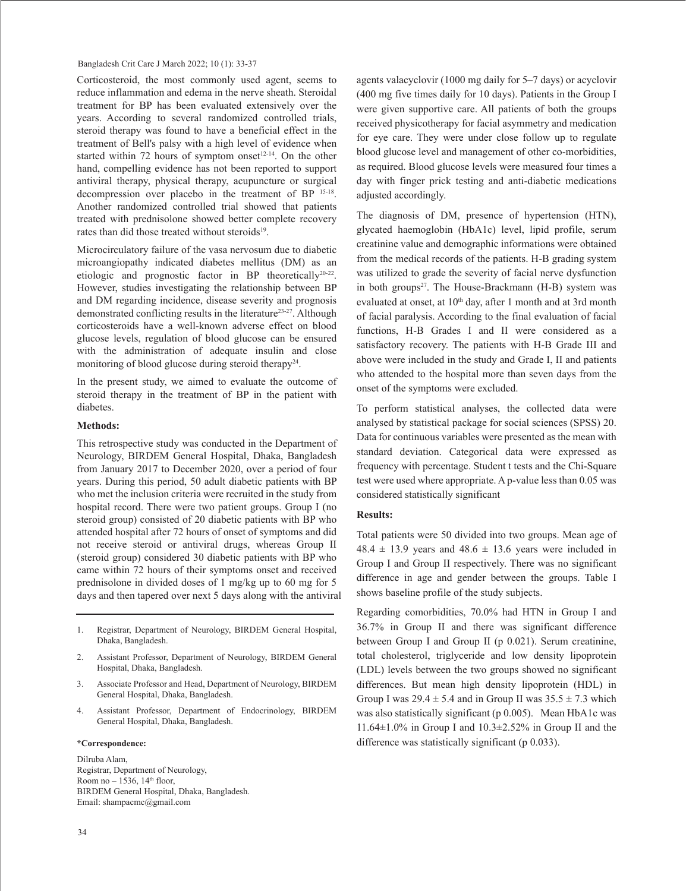Corticosteroid, the most commonly used agent, seems to reduce inflammation and edema in the nerve sheath. Steroidal treatment for BP has been evaluated extensively over the years. According to several randomized controlled trials, steroid therapy was found to have a beneficial effect in the treatment of Bell's palsy with a high level of evidence when started within 72 hours of symptom onset[12-14]. On the other hand, compelling evidence has not been reported to support antiviral therapy, physical therapy, acupuncture or surgical decompression over placebo in the treatment of BP [15-18]. Another randomized controlled trial showed that patients treated with prednisolone showed better complete recovery rates than did those treated without steroids[19].

Microcirculatory failure of the vasa nervosum due to diabetic microangiopathy indicated diabetes mellitus (DM) as an etiologic and prognostic factor in BP theoretically[20-22]. However, studies investigating the relationship between BP and DM regarding incidence, disease severity and prognosis demonstrated conflicting results in the literature[23-27]. Although corticosteroids have a well-known adverse effect on blood glucose levels, regulation of blood glucose can be ensured with the administration of adequate insulin and close monitoring of blood glucose during steroid therapy[24].

In the present study, we aimed to evaluate the outcome of steroid therapy in the treatment of BP in the patient with diabetes.

## Methods:

This retrospective study was conducted in the Department of Neurology, BIRDEM General Hospital, Dhaka, Bangladesh from January 2017 to December 2020, over a period of four years. During this period, 50 adult diabetic patients with BP who met the inclusion criteria were recruited in the study from hospital record. There were two patient groups. Group I (no steroid group) consisted of 20 diabetic patients with BP who attended hospital after 72 hours of onset of symptoms and did not receive steroid or antiviral drugs, whereas Group II (steroid group) considered 30 diabetic patients with BP who came within 72 hours of their symptoms onset and received prednisolone in divided doses of 1 mg/kg up to 60 mg for 5 days and then tapered over next 5 days along with the antiviral agents valacyclovir (1000 mg daily for 5–7 days) or acyclovir (400 mg five times daily for 10 days). Patients in the Group I were given supportive care. All patients of both the groups received physicotherapy for facial asymmetry and medication for eye care. They were under close follow up to regulate blood glucose level and management of other co-morbidities, as required. Blood glucose levels were measured four times a day with finger prick testing and anti-diabetic medications adjusted accordingly.

The diagnosis of DM, presence of hypertension (HTN), glycated haemoglobin (HbA1c) level, lipid profile, serum creatinine value and demographic informations were obtained from the medical records of the patients. H-B grading system was utilized to grade the severity of facial nerve dysfunction in both groups[27]. The House-Brackmann (H-B) system was evaluated at onset, at 10[th] day, after 1 month and at 3rd month of facial paralysis. According to the final evaluation of facial functions, H-B Grades I and II were considered as a satisfactory recovery. The patients with H-B Grade III and above were included in the study and Grade I, II and patients who attended to the hospital more than seven days from the onset of the symptoms were excluded.

To perform statistical analyses, the collected data were analysed by statistical package for social sciences (SPSS) 20. Data for continuous variables were presented as the mean with standard deviation. Categorical data were expressed as frequency with percentage. Student t tests and the Chi-Square test were used where appropriate. A p-value less than 0.05 was considered statistically significant

## Results:

Total patients were 50 divided into two groups. Mean age of 48.4 ± 13.9 years and 48.6 ± 13.6 years were included in Group I and Group II respectively. There was no significant difference in age and gender between the groups. Table I shows baseline profile of the study subjects.

Regarding comorbidities, 70.0% had HTN in Group I and 36.7% in Group II and there was significant difference between Group I and Group II (p 0.021). Serum creatinine, total cholesterol, triglyceride and low density lipoprotein (LDL) levels between the two groups showed no significant differences. But mean high density lipoprotein (HDL) in Group I was 29.4 ± 5.4 and in Group II was 35.5 ± 7.3 which was also statistically significant (p 0.005). Mean HbA1c was 11.64±1.0% in Group I and 10.3±2.52% in Group II and the difference was statistically significant (p 0.033).

1. Registrar, Department of Neurology, BIRDEM General Hospital, Dhaka, Bangladesh.
2. Assistant Professor, Department of Neurology, BIRDEM General Hospital, Dhaka, Bangladesh.
3. Associate Professor and Head, Department of Neurology, BIRDEM General Hospital, Dhaka, Bangladesh.
4. Assistant Professor, Department of Endocrinology, BIRDEM General Hospital, Dhaka, Bangladesh.

**\*Correspondence:**

Dilruba Alam,
Registrar, Department of Neurology,
Room no – 1536, 14[th] floor,
BIRDEM General Hospital, Dhaka, Bangladesh.
Email: shampacmc@gmail.com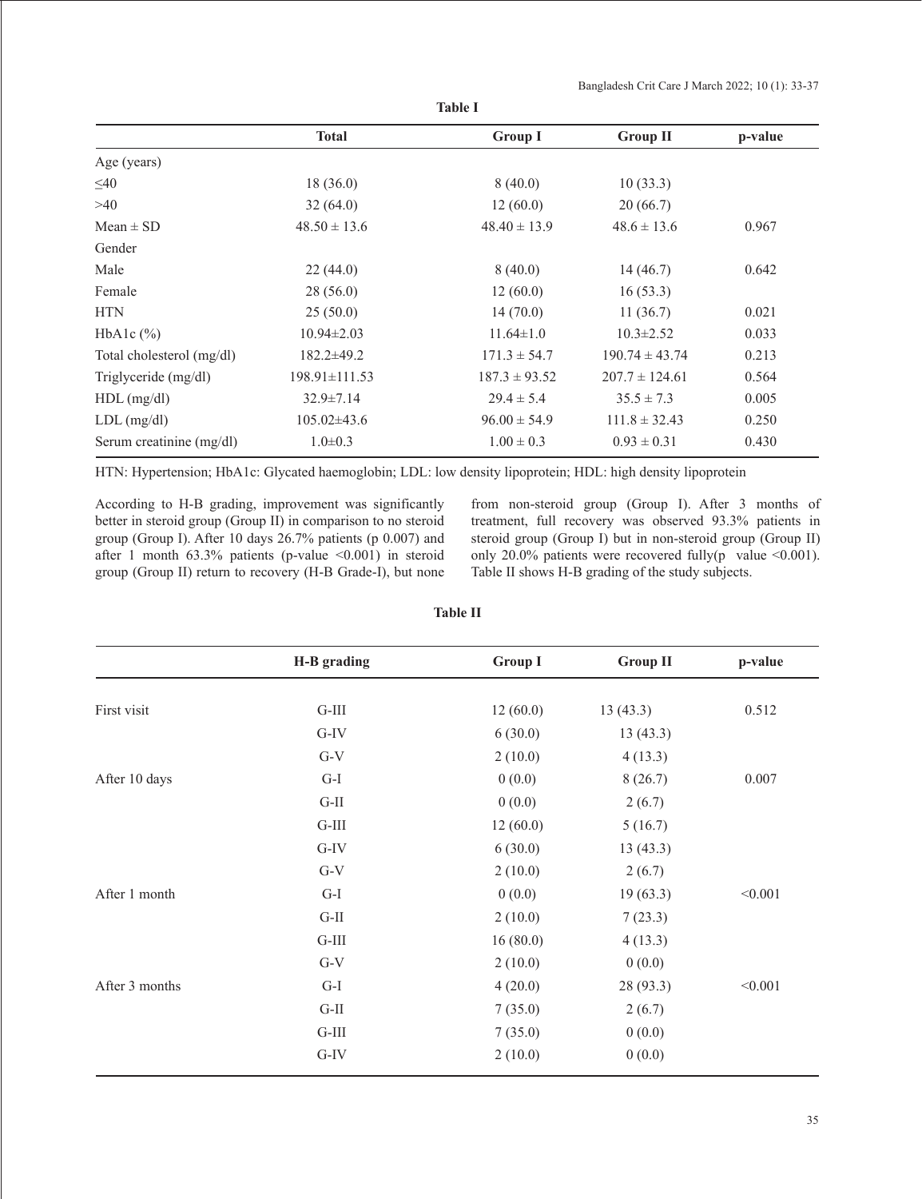**Table I**

| | Total | Group I | Group II | p-value |
|---|---|---|---|---|
| Age (years) | | | | |
| ≤40 | 18 (36.0) | 8 (40.0) | 10 (33.3) | |
| >40 | 32 (64.0) | 12 (60.0) | 20 (66.7) | |
| Mean ± SD | 48.50 ± 13.6 | 48.40 ± 13.9 | 48.6 ± 13.6 | 0.967 |
| Gender | | | | |
| Male | 22 (44.0) | 8 (40.0) | 14 (46.7) | 0.642 |
| Female | 28 (56.0) | 12 (60.0) | 16 (53.3) | |
| HTN | 25 (50.0) | 14 (70.0) | 11 (36.7) | 0.021 |
| HbA1c (%) | 10.94±2.03 | 11.64±1.0 | 10.3±2.52 | 0.033 |
| Total cholesterol (mg/dl) | 182.2±49.2 | 171.3 ± 54.7 | 190.74 ± 43.74 | 0.213 |
| Triglyceride (mg/dl) | 198.91±111.53 | 187.3 ± 93.52 | 207.7 ± 124.61 | 0.564 |
| HDL (mg/dl) | 32.9±7.14 | 29.4 ± 5.4 | 35.5 ± 7.3 | 0.005 |
| LDL (mg/dl) | 105.02±43.6 | 96.00 ± 54.9 | 111.8 ± 32.43 | 0.250 |
| Serum creatinine (mg/dl) | 1.0±0.3 | 1.00 ± 0.3 | 0.93 ± 0.31 | 0.430 |

HTN: Hypertension; HbA1c: Glycated haemoglobin; LDL: low density lipoprotein; HDL: high density lipoprotein

According to H-B grading, improvement was significantly better in steroid group (Group II) in comparison to no steroid group (Group I). After 10 days 26.7% patients (p 0.007) and after 1 month 63.3% patients (p-value <0.001) in steroid group (Group II) return to recovery (H-B Grade-I), but none from non-steroid group (Group I). After 3 months of treatment, full recovery was observed 93.3% patients in steroid group (Group I) but in non-steroid group (Group II) only 20.0% patients were recovered fully(p value <0.001). Table II shows H-B grading of the study subjects.

**Table II**

| | H-B grading | Group I | Group II | p-value |
|---|---|---|---|---|
| First visit | G-III | 12 (60.0) | 13 (43.3) | 0.512 |
| | G-IV | 6 (30.0) | 13 (43.3) | |
| | G-V | 2 (10.0) | 4 (13.3) | |
| After 10 days | G-I | 0 (0.0) | 8 (26.7) | 0.007 |
| | G-II | 0 (0.0) | 2 (6.7) | |
| | G-III | 12 (60.0) | 5 (16.7) | |
| | G-IV | 6 (30.0) | 13 (43.3) | |
| | G-V | 2 (10.0) | 2 (6.7) | |
| After 1 month | G-I | 0 (0.0) | 19 (63.3) | <0.001 |
| | G-II | 2 (10.0) | 7 (23.3) | |
| | G-III | 16 (80.0) | 4 (13.3) | |
| | G-V | 2 (10.0) | 0 (0.0) | |
| After 3 months | G-I | 4 (20.0) | 28 (93.3) | <0.001 |
| | G-II | 7 (35.0) | 2 (6.7) | |
| | G-III | 7 (35.0) | 0 (0.0) | |
| | G-IV | 2 (10.0) | 0 (0.0) | |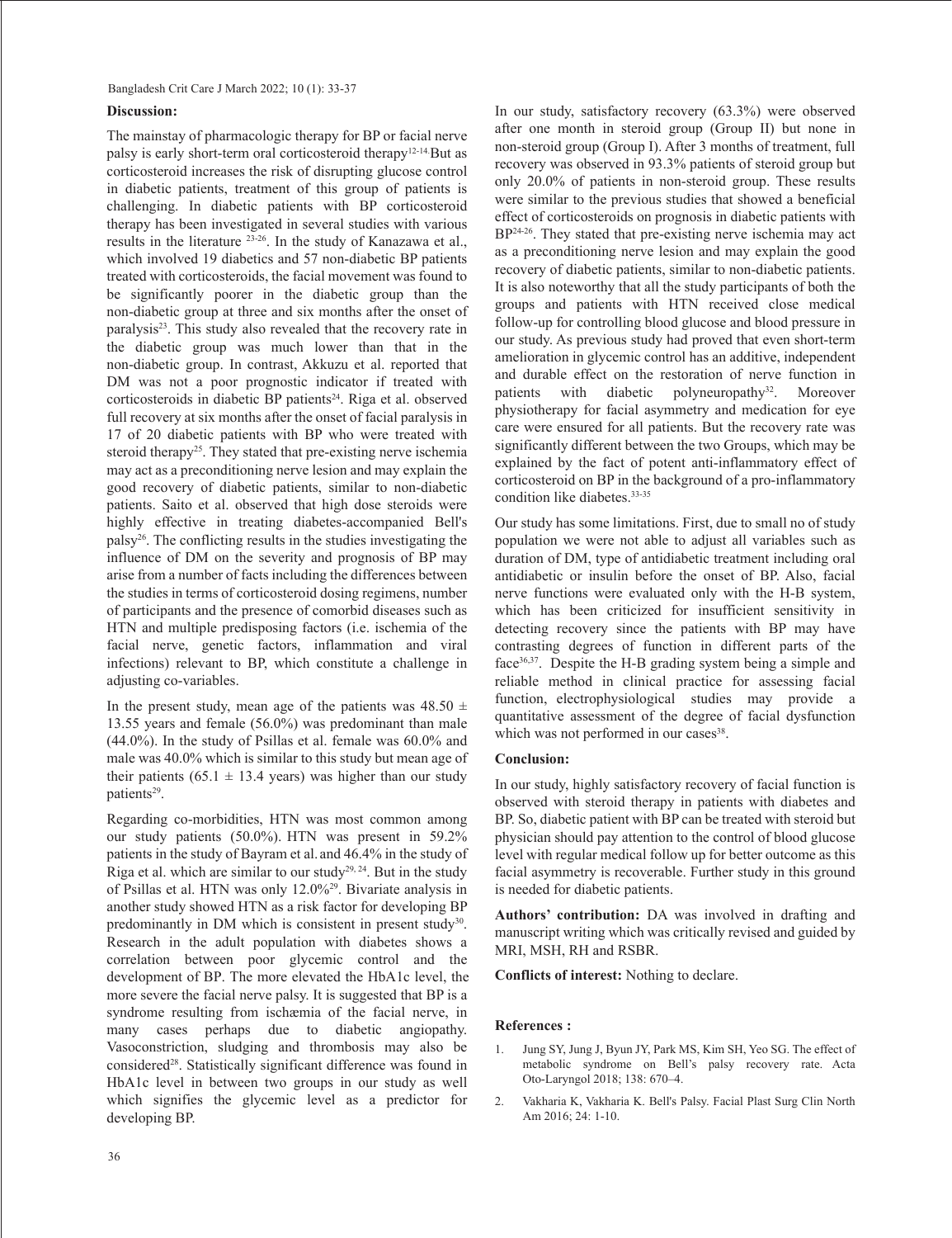## Discussion:

The mainstay of pharmacologic therapy for BP or facial nerve palsy is early short-term oral corticosteroid therapy[12-14] But as corticosteroid increases the risk of disrupting glucose control in diabetic patients, treatment of this group of patients is challenging. In diabetic patients with BP corticosteroid therapy has been investigated in several studies with various results in the literature [23-26]. In the study of Kanazawa et al., which involved 19 diabetics and 57 non-diabetic BP patients treated with corticosteroids, the facial movement was found to be significantly poorer in the diabetic group than the non-diabetic group at three and six months after the onset of paralysis[23]. This study also revealed that the recovery rate in the diabetic group was much lower than that in the non-diabetic group. In contrast, Akkuzu et al. reported that DM was not a poor prognostic indicator if treated with corticosteroids in diabetic BP patients[24]. Riga et al. observed full recovery at six months after the onset of facial paralysis in 17 of 20 diabetic patients with BP who were treated with steroid therapy[25]. They stated that pre-existing nerve ischemia may act as a preconditioning nerve lesion and may explain the good recovery of diabetic patients, similar to non-diabetic patients. Saito et al. observed that high dose steroids were highly effective in treating diabetes-accompanied Bell's palsy[26]. The conflicting results in the studies investigating the influence of DM on the severity and prognosis of BP may arise from a number of facts including the differences between the studies in terms of corticosteroid dosing regimens, number of participants and the presence of comorbid diseases such as HTN and multiple predisposing factors (i.e. ischemia of the facial nerve, genetic factors, inflammation and viral infections) relevant to BP, which constitute a challenge in adjusting co-variables.

In the present study, mean age of the patients was 48.50 ± 13.55 years and female (56.0%) was predominant than male (44.0%). In the study of Psillas et al. female was 60.0% and male was 40.0% which is similar to this study but mean age of their patients (65.1 ± 13.4 years) was higher than our study patients[29].

Regarding co-morbidities, HTN was most common among our study patients (50.0%). HTN was present in 59.2% patients in the study of Bayram et al. and 46.4% in the study of Riga et al. which are similar to our study[29, 24]. But in the study of Psillas et al. HTN was only 12.0%[29]. Bivariate analysis in another study showed HTN as a risk factor for developing BP predominantly in DM which is consistent in present study[30]. Research in the adult population with diabetes shows a correlation between poor glycemic control and the development of BP. The more elevated the HbA1c level, the more severe the facial nerve palsy. It is suggested that BP is a syndrome resulting from ischæmia of the facial nerve, in many cases perhaps due to diabetic angiopathy. Vasoconstriction, sludging and thrombosis may also be considered[28]. Statistically significant difference was found in HbA1c level in between two groups in our study as well which signifies the glycemic level as a predictor for developing BP.

In our study, satisfactory recovery (63.3%) were observed after one month in steroid group (Group II) but none in non-steroid group (Group I). After 3 months of treatment, full recovery was observed in 93.3% patients of steroid group but only 20.0% of patients in non-steroid group. These results were similar to the previous studies that showed a beneficial effect of corticosteroids on prognosis in diabetic patients with BP[24-26]. They stated that pre-existing nerve ischemia may act as a preconditioning nerve lesion and may explain the good recovery of diabetic patients, similar to non-diabetic patients. It is also noteworthy that all the study participants of both the groups and patients with HTN received close medical follow-up for controlling blood glucose and blood pressure in our study. As previous study had proved that even short-term amelioration in glycemic control has an additive, independent and durable effect on the restoration of nerve function in patients with diabetic polyneuropathy[32]. Moreover physiotherapy for facial asymmetry and medication for eye care were ensured for all patients. But the recovery rate was significantly different between the two Groups, which may be explained by the fact of potent anti-inflammatory effect of corticosteroid on BP in the background of a pro-inflammatory condition like diabetes.[33-35]

Our study has some limitations. First, due to small no of study population we were not able to adjust all variables such as duration of DM, type of antidiabetic treatment including oral antidiabetic or insulin before the onset of BP. Also, facial nerve functions were evaluated only with the H-B system, which has been criticized for insufficient sensitivity in detecting recovery since the patients with BP may have contrasting degrees of function in different parts of the face[36,37]. Despite the H-B grading system being a simple and reliable method in clinical practice for assessing facial function, electrophysiological studies may provide a quantitative assessment of the degree of facial dysfunction which was not performed in our cases[38].

## Conclusion:

In our study, highly satisfactory recovery of facial function is observed with steroid therapy in patients with diabetes and BP. So, diabetic patient with BP can be treated with steroid but physician should pay attention to the control of blood glucose level with regular medical follow up for better outcome as this facial asymmetry is recoverable. Further study in this ground is needed for diabetic patients.

**Authors' contribution:** DA was involved in drafting and manuscript writing which was critically revised and guided by MRI, MSH, RH and RSBR.

**Conflicts of interest:** Nothing to declare.

## References :

1. Jung SY, Jung J, Byun JY, Park MS, Kim SH, Yeo SG. The effect of metabolic syndrome on Bell's palsy recovery rate. Acta Oto-Laryngol 2018; 138: 670–4.
2. Vakharia K, Vakharia K. Bell's Palsy. Facial Plast Surg Clin North Am 2016; 24: 1-10.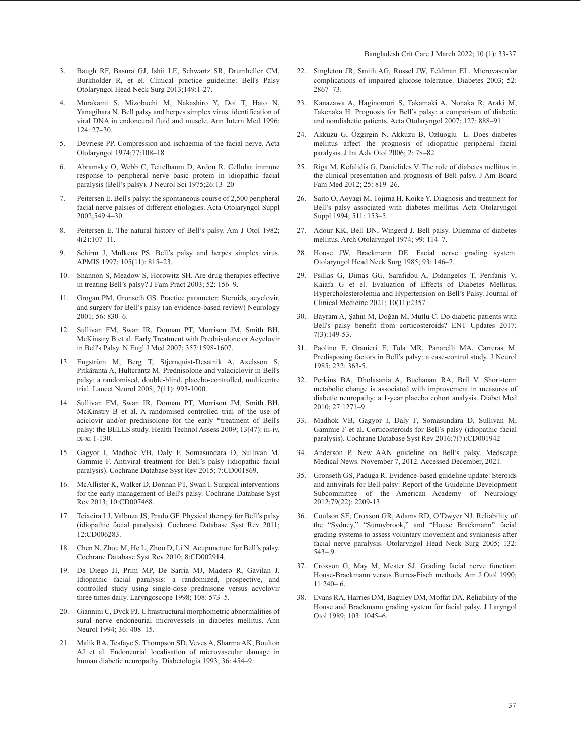3. Baugh RF, Basura GJ, Ishii LE, Schwartz SR, Drumheller CM, Burkholder R, et el. Clinical practice guideline: Bell's Palsy Otolaryngol Head Neck Surg 2013;149:1-27.

4. Murakami S, Mizobuchi M, Nakashiro Y, Doi T, Hato N, Yanagihara N. Bell palsy and herpes simplex virus: identification of viral DNA in endoneural fluid and muscle. Ann Intern Med 1996; 124: 27–30.

5. Devriese PP. Compression and ischaemia of the facial nerve. Acta Otolaryngol 1974;77:108–18

6. Abramsky O, Webb C, Teitelbaum D, Ardon R. Cellular immune response to peripheral nerve basic protein in idiopathic facial paralysis (Bell's palsy). J Neurol Sci 1975;26:13–20

7. Peitersen E. Bell's palsy: the spontaneous course of 2,500 peripheral facial nerve palsies of different etiologies. Acta Otolaryngol Suppl 2002;549:4–30.

8. Peitersen E. The natural history of Bell's palsy. Am J Otol 1982; 4(2):107–11.

9. Schirm J, Mulkens PS. Bell's palsy and herpes simplex virus. APMIS 1997; 105(11): 815–23.

10. Shannon S, Meadow S, Horowitz SH. Are drug therapies effective in treating Bell's palsy? J Fam Pract 2003; 52: 156–9.

11. Grogan PM, Gronseth GS. Practice parameter: Steroids, acyclovir, and surgery for Bell's palsy (an evidence-based review) Neurology 2001; 56: 830–6.

12. Sullivan FM, Swan IR, Donnan PT, Morrison JM, Smith BH, McKinstry B et al. Early Treatment with Prednisolone or Acyclovir in Bell's Palsy. N Engl J Med 2007; 357:1598-1607.

13. Engström M, Berg T, Stjernquist-Desatnik A, Axelsson S, Pitkäranta A, Hultcrantz M. Prednisolone and valaciclovir in Bell's palsy: a randomised, double-blind, placebo-controlled, multicentre trial. Lancet Neurol 2008; 7(11): 993-1000.

14. Sullivan FM, Swan IR, Donnan PT, Morrison JM, Smith BH, McKinstry B et al. A randomised controlled trial of the use of aciclovir and/or prednisolone for the early *treatment of Bell's palsy: the BELLS study. Health Technol Assess 2009; 13(47): iii-iv, ix-xi 1-130.

15. Gagyor I, Madhok VB, Daly F, Somasundara D, Sullivan M, Gammie F. Antiviral treatment for Bell's palsy (idiopathic facial paralysis). Cochrane Database Syst Rev 2015; 7:CD001869.

16. McAllister K, Walker D, Donnan PT, Swan I. Surgical interventions for the early management of Bell's palsy. Cochrane Database Syst Rev 2013; 10:CD007468.

17. Teixeira LJ, Valbuza JS, Prado GF. Physical therapy for Bell's palsy (idiopathic facial paralysis). Cochrane Database Syst Rev 2011; 12:CD006283.

18. Chen N, Zhou M, He L, Zhou D, Li N. Acupuncture for Bell's palsy. Cochrane Database Syst Rev 2010; 8:CD002914.

19. De Diego JI, Prim MP, De Sarria MJ, Madero R, Gavilan J. Idiopathic facial paralysis: a randomized, prospective, and controlled study using single-dose prednisone versus acyclovir three times daily. Laryngoscope 1998; 108: 573–5.

20. Giannini C, Dyck PJ. Ultrastructural morphometric abnormalities of sural nerve endoneurial microvessels in diabetes mellitus. Ann Neurol 1994; 36: 408–15.

21. Malik RA, Tesfaye S, Thompson SD, Veves A, Sharma AK, Boulton AJ et al. Endoneurial localisation of microvascular damage in human diabetic neuropathy. Diabetologia 1993; 36: 454–9.

22. Singleton JR, Smith AG, Russel JW, Feldman EL. Microvascular complications of impaired glucose tolerance. Diabetes 2003; 52: 2867–73.

23. Kanazawa A, Haginomori S, Takamaki A, Nonaka R, Araki M, Takenaka H. Prognosis for Bell's palsy: a comparison of diabetic and nondiabetic patients. Acta Otolaryngol 2007; 127: 888–91.

24. Akkuzu G, Özgirgin N, Akkuzu B, Ozluoglu L. Does diabetes mellitus affect the prognosis of idiopathic peripheral facial paralysis. J Int Adv Otol 2006; 2: 78–82.

25. Riga M, Kefalidis G, Danielides V. The role of diabetes mellitus in the clinical presentation and prognosis of Bell palsy. J Am Board Fam Med 2012; 25: 819–26.

26. Saito O, Aoyagi M, Tojima H, Koike Y. Diagnosis and treatment for Bell's palsy associated with diabetes mellitus. Acta Otolaryngol Suppl 1994; 511: 153–5.

27. Adour KK, Bell DN, Wingerd J. Bell palsy. Dilemma of diabetes mellitus. Arch Otolaryngol 1974; 99: 114–7.

28. House JW, Brackmann DE. Facial nerve grading system. Otolaryngol Head Neck Surg 1985; 93: 146–7.

29. Psillas G, Dimas GG, Sarafidou A, Didangelos T, Perifanis V, Kaiafa G et el. Evaluation of Effects of Diabetes Mellitus, Hypercholesterolemia and Hypertension on Bell's Palsy. Journal of Clinical Medicine 2021; 10(11):2357.

30. Bayram A, Şahin M, Doğan M, Mutlu C. Do diabetic patients with Bell's palsy benefit from corticosteroids? ENT Updates 2017; 7(3):149-53.

31. Paolino E, Granieri E, Tola MR, Panarelli MA, Carreras M. Predisposing factors in Bell's palsy: a case-control study. J Neurol 1985; 232: 363-5.

32. Perkins BA, Dholasania A, Buchanan RA, Bril V. Short-term metabolic change is associated with improvement in measures of diabetic neuropathy: a 1-year placebo cohort analysis. Diabet Med 2010; 27:1271–9.

33. Madhok VB, Gagyor I, Daly F, Somasundara D, Sullivan M, Gammie F et al. Corticosteroids for Bell's palsy (idiopathic facial paralysis). Cochrane Database Syst Rev 2016;7(7):CD001942

34. Anderson P. New AAN guideline on Bell's palsy. Medscape Medical News. November 7, 2012. Accessed December, 2021.

35. Gronseth GS, Paduga R. Evidence-based guideline update: Steroids and antivirals for Bell palsy: Report of the Guideline Development Subcommittee of the American Academy of Neurology 2012;79(22): 2209-13

36. Coulson SE, Croxson GR, Adams RD, O'Dwyer NJ. Reliability of the "Sydney," "Sunnybrook," and "House Brackmann" facial grading systems to assess voluntary movement and synkinesis after facial nerve paralysis. Otolaryngol Head Neck Surg 2005; 132: 543– 9.

37. Croxson G, May M, Mester SJ. Grading facial nerve function: House-Brackmann versus Burres-Fisch methods. Am J Otol 1990; 11:240– 6.

38. Evans RA, Harries DM, Baguley DM, Moffat DA. Reliability of the House and Brackmann grading system for facial palsy. J Laryngol Otol 1989; 103: 1045–6.